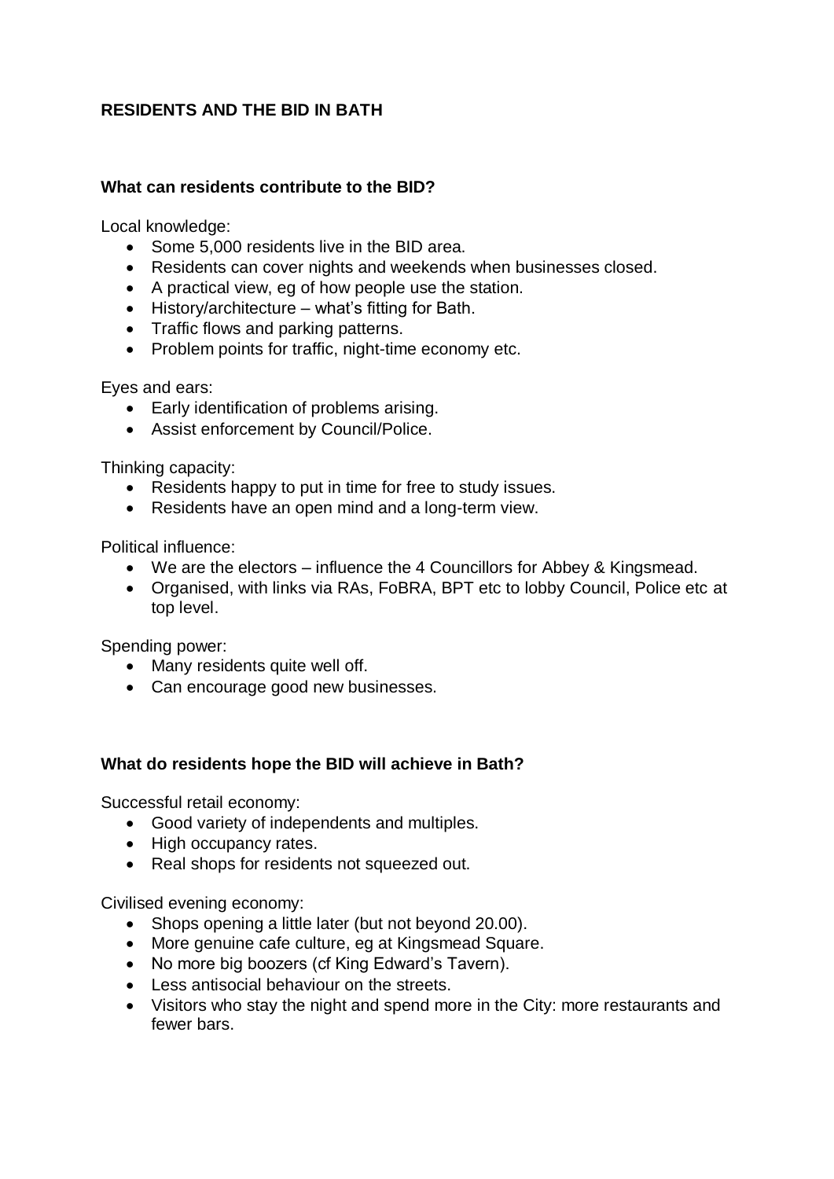# RESIDENTS AND THE BID IN BATH

## What can residents contribute to the BID?

Local knowledge:

- Some 5,000 residents live in the BID area.
- Residents can cover nights and weekends when businesses closed.
- A practical view, eg of how people use the station.
- History/architecture – what's fitting for Bath.
- Traffic flows and parking patterns.
- Problem points for traffic, night-time economy etc.

Eyes and ears:

- Early identification of problems arising.
- Assist enforcement by Council/Police.

Thinking capacity:

- Residents happy to put in time for free to study issues.
- Residents have an open mind and a long-term view.

Political influence:

- We are the electors – influence the 4 Councillors for Abbey & Kingsmead.
- Organised, with links via RAs, FoBRA, BPT etc to lobby Council, Police etc at top level.

Spending power:

- Many residents quite well off.
- Can encourage good new businesses.

## What do residents hope the BID will achieve in Bath?

Successful retail economy:

- Good variety of independents and multiples.
- High occupancy rates.
- Real shops for residents not squeezed out.

Civilised evening economy:

- Shops opening a little later (but not beyond 20.00).
- More genuine cafe culture, eg at Kingsmead Square.
- No more big boozers (cf King Edward's Tavern).
- Less antisocial behaviour on the streets.
- Visitors who stay the night and spend more in the City: more restaurants and fewer bars.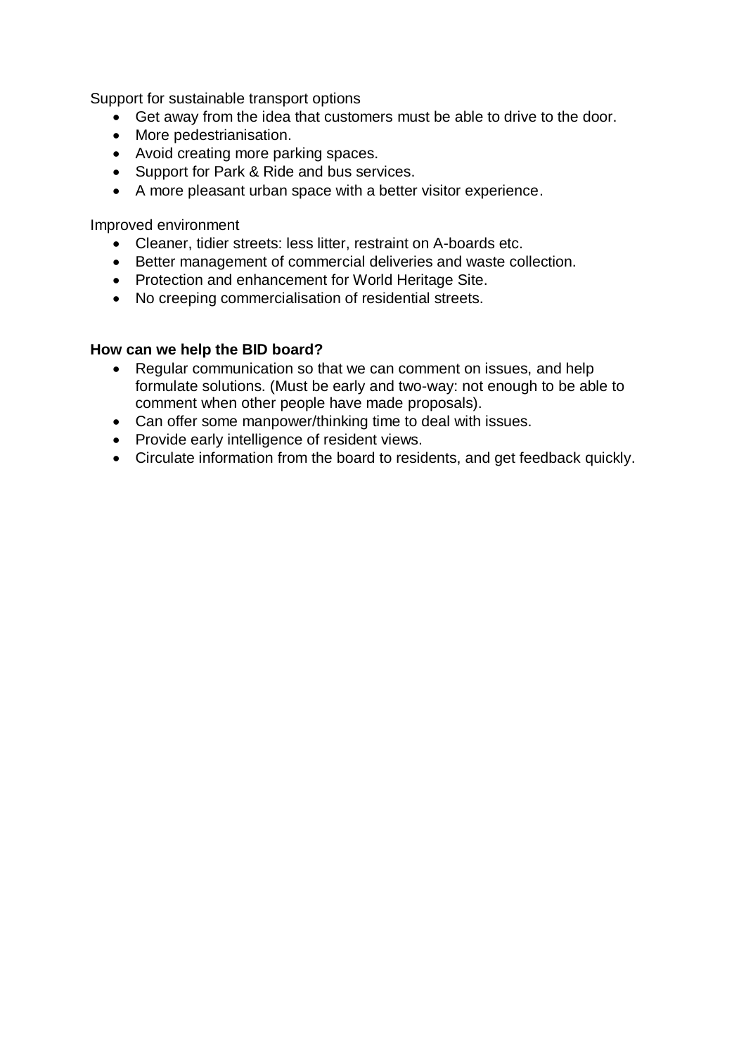Support for sustainable transport options

- Get away from the idea that customers must be able to drive to the door.
- More pedestrianisation.
- Avoid creating more parking spaces.
- Support for Park & Ride and bus services.
- A more pleasant urban space with a better visitor experience.

Improved environment

- Cleaner, tidier streets: less litter, restraint on A-boards etc.
- Better management of commercial deliveries and waste collection.
- Protection and enhancement for World Heritage Site.
- No creeping commercialisation of residential streets.

**How can we help the BID board?**

- Regular communication so that we can comment on issues, and help formulate solutions. (Must be early and two-way: not enough to be able to comment when other people have made proposals).
- Can offer some manpower/thinking time to deal with issues.
- Provide early intelligence of resident views.
- Circulate information from the board to residents, and get feedback quickly.